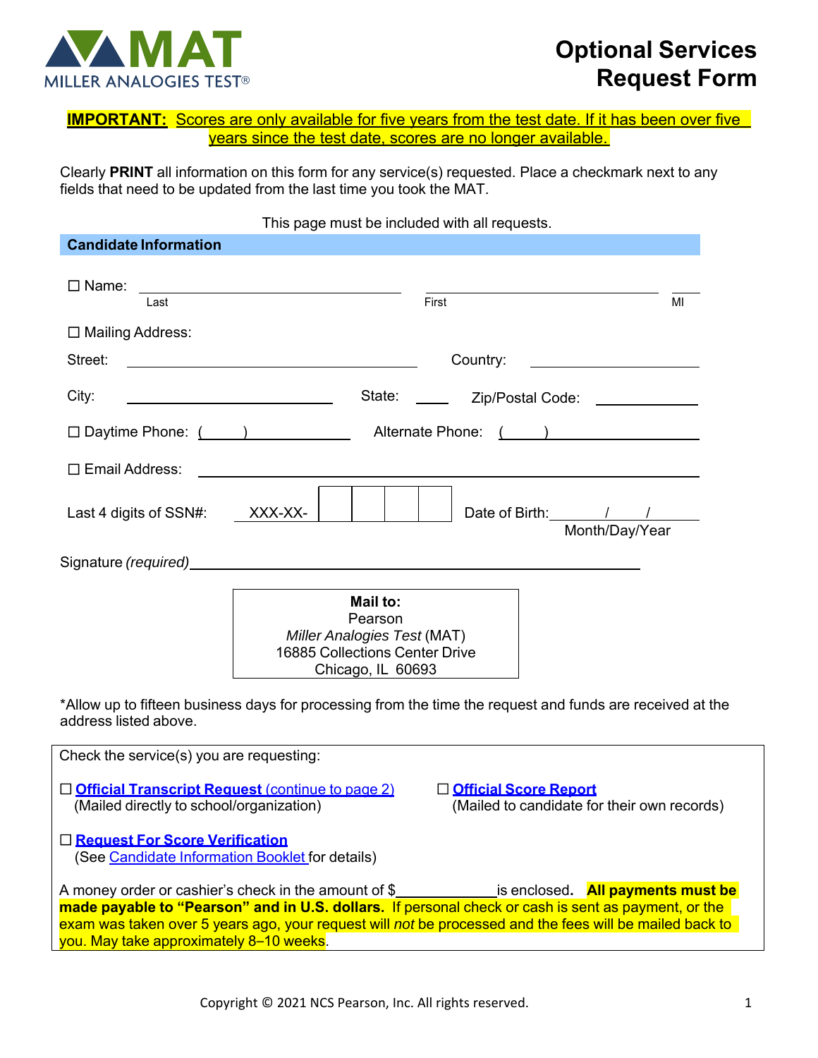# MAT

MILLER ANALOGIES TEST®

# Optional Services Request Form

**IMPORTANT:** Scores are only available for five years from the test date. If it has been over five years since the test date, scores are no longer available.

Clearly **PRINT** all information on this form for any service(s) requested. Place a checkmark next to any fields that need to be updated from the last time you took the MAT.

This page must be included with all requests.

## Candidate Information

☐ Name: ______________________ ______________________ ____
Last First MI

☐ Mailing Address:

Street: ______________________ Country: ______________________

City: ______________________ State: ____ Zip/Postal Code: ______________________

☐ Daytime Phone: (____) ______________ Alternate Phone: (____) ______________

☐ Email Address: ______________________________________________

Last 4 digits of SSN#: XXX-XX-☐☐☐☐ Date of Birth: ____/____/____
Month/Day/Year

Signature *(required)* ______________________________________________

**Mail to:**
Pearson
*Miller Analogies Test* (MAT)
16885 Collections Center Drive
Chicago, IL 60693

*Allow up to fifteen business days for processing from the time the request and funds are received at the address listed above.

Check the service(s) you are requesting:

☐ **Official Transcript Request** (continue to page 2)
(Mailed directly to school/organization)

☐ **Official Score Report**
(Mailed to candidate for their own records)

☐ **Request For Score Verification**
(See Candidate Information Booklet for details)

A money order or cashier's check in the amount of $____________ is enclosed. **All payments must be made payable to "Pearson" and in U.S. dollars.** If personal check or cash is sent as payment, or the exam was taken over 5 years ago, your request will *not* be processed and the fees will be mailed back to you. May take approximately 8–10 weeks.

Copyright © 2021 NCS Pearson, Inc. All rights reserved.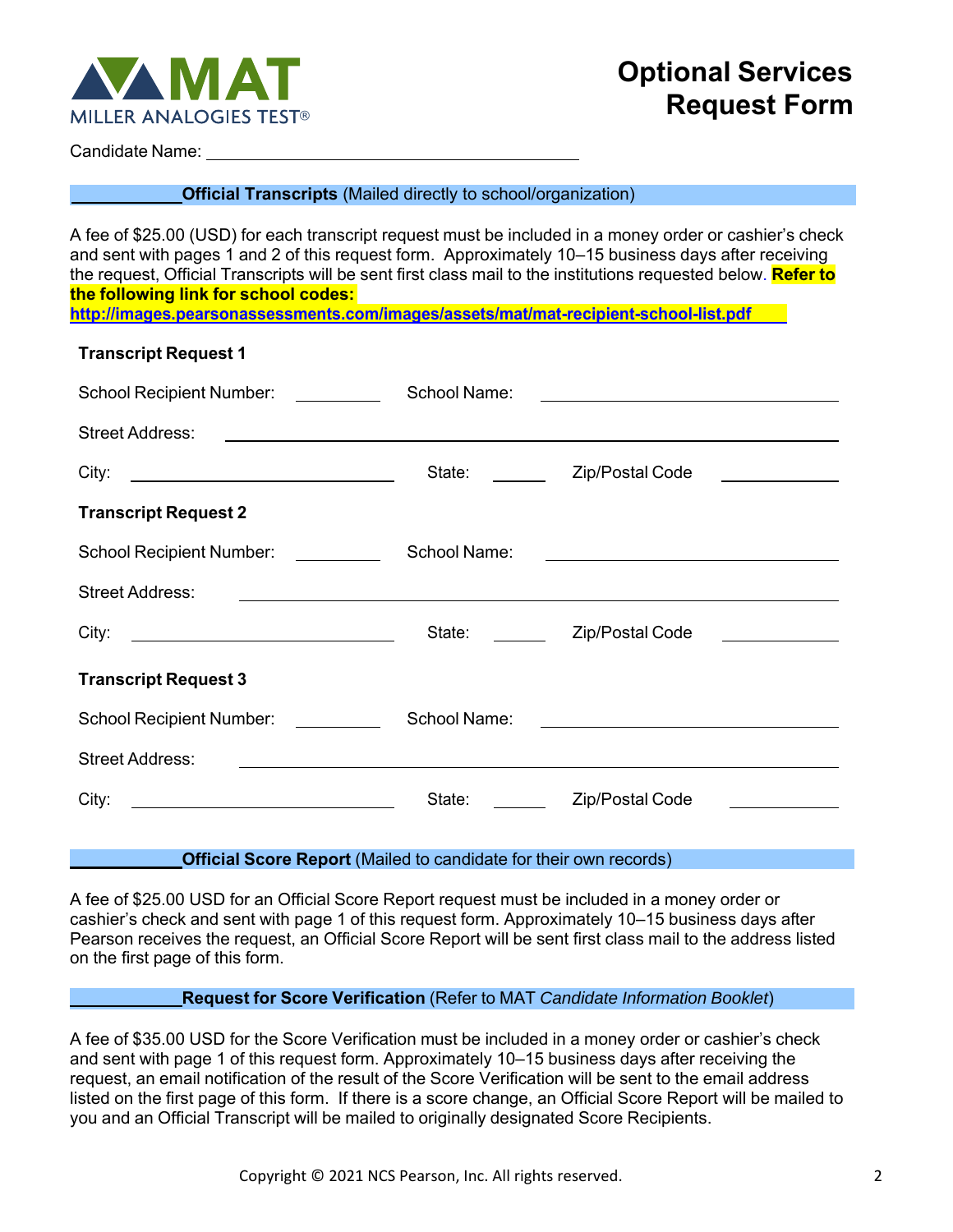MAT MILLER ANALOGIES TEST®

# Optional Services Request Form

Candidate Name: ______________________________________

## ___________ **Official Transcripts** (Mailed directly to school/organization)

A fee of $25.00 (USD) for each transcript request must be included in a money order or cashier's check and sent with pages 1 and 2 of this request form. Approximately 10–15 business days after receiving the request, Official Transcripts will be sent first class mail to the institutions requested below. **Refer to the following link for school codes:**
**http://images.pearsonassessments.com/images/assets/mat/mat-recipient-school-list.pdf**

**Transcript Request 1**

School Recipient Number: __________ School Name: ______________________________

Street Address: ______________________________________________________

City: ______________________ State: ______ Zip/Postal Code ____________

**Transcript Request 2**

School Recipient Number: __________ School Name: ______________________________

Street Address: ______________________________________________________

City: ______________________ State: ______ Zip/Postal Code ____________

**Transcript Request 3**

School Recipient Number: __________ School Name: ______________________________

Street Address: ______________________________________________________

City: ______________________ State: ______ Zip/Postal Code ____________

## ___________ **Official Score Report** (Mailed to candidate for their own records)

A fee of $25.00 USD for an Official Score Report request must be included in a money order or cashier's check and sent with page 1 of this request form. Approximately 10–15 business days after Pearson receives the request, an Official Score Report will be sent first class mail to the address listed on the first page of this form.

## ___________ **Request for Score Verification** (Refer to MAT *Candidate Information Booklet*)

A fee of $35.00 USD for the Score Verification must be included in a money order or cashier's check and sent with page 1 of this request form. Approximately 10–15 business days after receiving the request, an email notification of the result of the Score Verification will be sent to the email address listed on the first page of this form. If there is a score change, an Official Score Report will be mailed to you and an Official Transcript will be mailed to originally designated Score Recipients.

Copyright © 2021 NCS Pearson, Inc. All rights reserved.